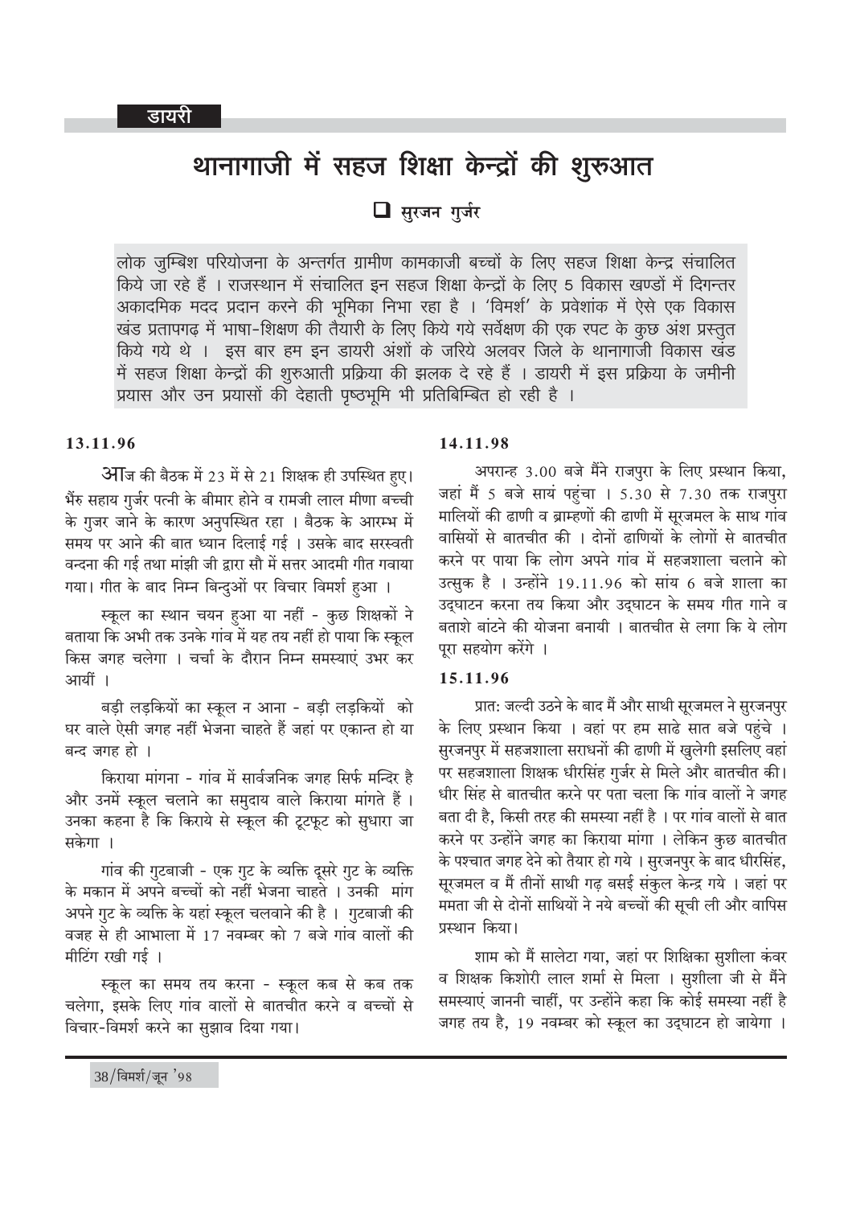डायरी

# थानागाजी में सहज शिक्षा केन्द्रों की शुरुआत

❑ सुरजन गुर्जर

लोक जुम्बिश परियोजना के अन्तर्गत ग्रामीण कामकाजी बच्चों के लिए सहज शिक्षा केन्द्र संचालित किये जा रहे हैं । राजस्थान में संचालित इन सहज शिक्षा केन्द्रों के लिए 5 विकास खण्डों में दिगन्तर अकादमिक मदद प्रदान करने की भूमिका निभा रहा है । 'विमर्श' के प्रवेशांक में ऐसे एक विकास खंड प्रतापगढ़ में भाषा-शिक्षण की तैयारी के लिए किये गये सर्वेक्षण की एक रपट के कुछ अंश प्रस्तुत किये गये थे । इस बार हम इन डायरी अंशों के जरिये अलवर जिले के थानागाजी विकास खंड में सहज शिक्षा केन्द्रों की शुरुआती प्रक्रिया की झलक दे रहे हैं । डायरी में इस प्रक्रिया के जमीनी प्रयास और उन प्रयासों की देहाती पृष्ठभूमि भी प्रतिबिम्बित हो रही है ।

**13.11.96**

आज की बैठक में 23 में से 21 शिक्षक ही उपस्थित हुए। भैंरु सहाय गुर्जर पत्नी के बीमार होने व रामजी लाल मीणा बच्ची के गुजर जाने के कारण अनुपस्थित रहा । बैठक के आरम्भ में समय पर आने की बात ध्यान दिलाई गई । उसके बाद सरस्वती वन्दना की गई तथा मांझी जी द्वारा सौ में सत्तर आदमी गीत गवाया गया। गीत के बाद निम्न बिन्दुओं पर विचार विमर्श हुआ ।

स्कूल का स्थान चयन हुआ या नहीं - कुछ शिक्षकों ने बताया कि अभी तक उनके गांव में यह तय नहीं हो पाया कि स्कूल किस जगह चलेगा । चर्चा के दौरान निम्न समस्याएं उभर कर आयीं ।

बड़ी लड़कियों का स्कूल न आना - बड़ी लड़कियों को घर वाले ऐसी जगह नहीं भेजना चाहते हैं जहां पर एकान्त हो या बन्द जगह हो ।

किराया मांगना - गांव में सार्वजनिक जगह सिर्फ मन्दिर है और उनमें स्कूल चलाने का समुदाय वाले किराया मांगते हैं । उनका कहना है कि किराये से स्कूल की टूटफूट को सुधारा जा सकेगा ।

गांव की गुटबाजी - एक गुट के व्यक्ति दूसरे गुट के व्यक्ति के मकान में अपने बच्चों को नहीं भेजना चाहते । उनकी मांग अपने गुट के व्यक्ति के यहां स्कूल चलवाने की है । गुटबाजी की वजह से ही आभाला में 17 नवम्बर को 7 बजे गांव वालों की मीटिंग रखी गई ।

स्कूल का समय तय करना - स्कूल कब से कब तक चलेगा, इसके लिए गांव वालों से बातचीत करने व बच्चों से विचार-विमर्श करने का सुझाव दिया गया।

**14.11.98**

अपरान्ह 3.00 बजे मैंने राजपुरा के लिए प्रस्थान किया, जहां मैं 5 बजे सायं पहुंचा । 5.30 से 7.30 तक राजपुरा मालियों की ढाणी व ब्राम्हणों की ढाणी में सूरजमल के साथ गांव वासियों से बातचीत की । दोनों ढाणियों के लोगों से बातचीत करने पर पाया कि लोग अपने गांव में सहजशाला चलाने को उत्सुक है । उन्होंने 19.11.96 को सांय 6 बजे शाला का उद्घाटन करना तय किया और उद्घाटन के समय गीत गाने व बताशे बांटने की योजना बनायी । बातचीत से लगा कि ये लोग पूरा सहयोग करेंगे ।

**15.11.96**

प्रात: जल्दी उठने के बाद मैं और साथी सूरजमल ने सुरजनपुर के लिए प्रस्थान किया । वहां पर हम साढे सात बजे पहुंचे । सुरजनपुर में सहजशाला सराधनों की ढाणी में खुलेगी इसलिए वहां पर सहजशाला शिक्षक धीरसिंह गुर्जर से मिले और बातचीत की। धीर सिंह से बातचीत करने पर पता चला कि गांव वालों ने जगह बता दी है, किसी तरह की समस्या नहीं है । पर गांव वालों से बात करने पर उन्होंने जगह का किराया मांगा । लेकिन कुछ बातचीत के पश्चात जगह देने को तैयार हो गये । सुरजनपुर के बाद धीरसिंह, सूरजमल व मैं तीनों साथी गढ़ बसई संकुल केन्द्र गये । जहां पर ममता जी से दोनों साथियों ने नये बच्चों की सूची ली और वापिस प्रस्थान किया।

शाम को मैं सालेटा गया, जहां पर शिक्षिका सुशीला कंवर व शिक्षक किशोरी लाल शर्मा से मिला । सुशीला जी से मैंने समस्याएं जाननी चाहीं, पर उन्होंने कहा कि कोई समस्या नहीं है जगह तय है, 19 नवम्बर को स्कूल का उद्घाटन हो जायेगा ।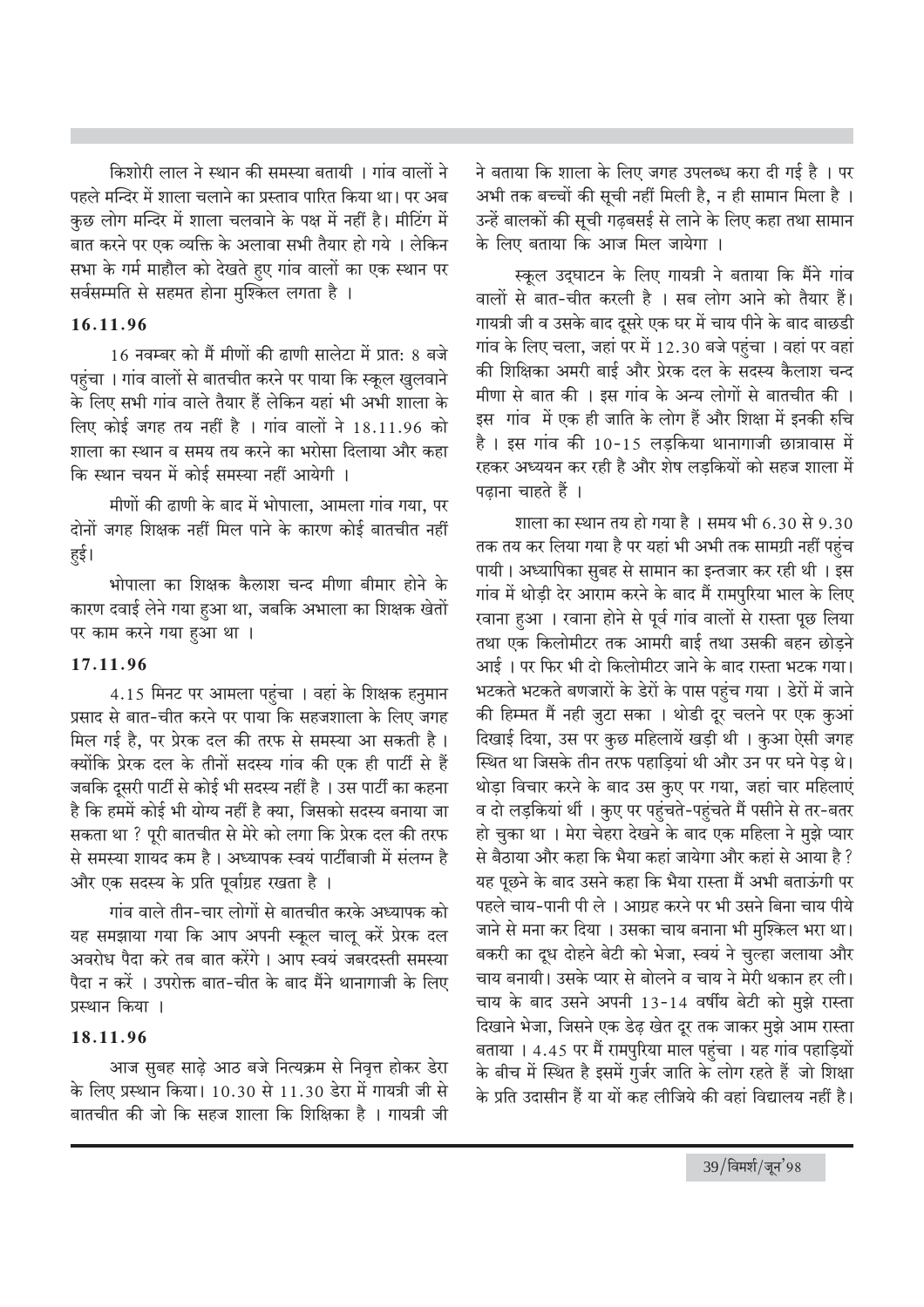किशोरी लाल ने स्थान की समस्या बतायी । गांव वालों ने पहले मन्दिर में शाला चलाने का प्रस्ताव पारित किया था। पर अब कुछ लोग मन्दिर में शाला चलवाने के पक्ष में नहीं है। मीटिंग में बात करने पर एक व्यक्ति के अलावा सभी तैयार हो गये । लेकिन सभा के गर्म माहौल को देखते हुए गांव वालों का एक स्थान पर सर्वसम्मति से सहमत होना मुश्किल लगता है ।

### 16.11.96

16 नवम्बर को मैं मीणों की ढाणी सालेटा में प्रात: 8 बजे पहुंचा । गांव वालों से बातचीत करने पर पाया कि स्कूल खुलवाने के लिए सभी गांव वाले तैयार हैं लेकिन यहां भी अभी शाला के लिए कोई जगह तय नहीं है । गांव वालों ने 18.11.96 को शाला का स्थान व समय तय करने का भरोसा दिलाया और कहा कि स्थान चयन में कोई समस्या नहीं आयेगी ।

मीणों की ढाणी के बाद में भोपाला, आमला गांव गया, पर दोनों जगह शिक्षक नहीं मिल पाने के कारण कोई बातचीत नहीं हुई।

भोपाला का शिक्षक कैलाश चन्द मीणा बीमार होने के कारण दवाई लेने गया हुआ था, जबकि अभाला का शिक्षक खेतों पर काम करने गया हुआ था ।

### 17.11.96

4.15 मिनट पर आमला पहुंचा । वहां के शिक्षक हनुमान प्रसाद से बात-चीत करने पर पाया कि सहजशाला के लिए जगह मिल गई है, पर प्रेरक दल की तरफ से समस्या आ सकती है । क्योंकि प्रेरक दल के तीनों सदस्य गांव की एक ही पार्टी से हैं जबकि दूसरी पार्टी से कोई भी सदस्य नहीं है । उस पार्टी का कहना है कि हममें कोई भी योग्य नहीं है क्या, जिसको सदस्य बनाया जा सकता था ? पूरी बातचीत से मेरे को लगा कि प्रेरक दल की तरफ से समस्या शायद कम है । अध्यापक स्वयं पार्टीबाजी में संलग्न है और एक सदस्य के प्रति पूर्वाग्रह रखता है ।

गांव वाले तीन-चार लोगों से बातचीत करके अध्यापक को यह समझाया गया कि आप अपनी स्कूल चालू करें प्रेरक दल अवरोध पैदा करे तब बात करेंगे । आप स्वयं जबरदस्ती समस्या पैदा न करें । उपरोक्त बात-चीत के बाद मैंने थानागाजी के लिए प्रस्थान किया ।

### 18.11.96

आज सुबह साढ़े आठ बजे नित्यक्रम से निवृत्त होकर डेरा के लिए प्रस्थान किया। 10.30 से 11.30 डेरा में गायत्री जी से बातचीत की जो कि सहज शाला कि शिक्षिका है । गायत्री जी ने बताया कि शाला के लिए जगह उपलब्ध करा दी गई है । पर अभी तक बच्चों की सूची नहीं मिली है, न ही सामान मिला है । उन्हें बालकों की सूची गढ़बसई से लाने के लिए कहा तथा सामान के लिए बताया कि आज मिल जायेगा ।

स्कूल उद्घाटन के लिए गायत्री ने बताया कि मैंने गांव वालों से बात-चीत करली है । सब लोग आने को तैयार हैं। गायत्री जी व उसके बाद दूसरे एक घर में चाय पीने के बाद बाछडी गांव के लिए चला, जहां पर में 12.30 बजे पहुंचा । वहां पर वहां की शिक्षिका अमरी बाई और प्रेरक दल के सदस्य कैलाश चन्द मीणा से बात की । इस गांव के अन्य लोगों से बातचीत की । इस गांव में एक ही जाति के लोग हैं और शिक्षा में इनकी रुचि है । इस गांव की 10-15 लड़कियां थानागाजी छात्रावास में रहकर अध्ययन कर रही है और शेष लड़कियों को सहज शाला में पढ़ाना चाहते हैं ।

शाला का स्थान तय हो गया है । समय भी 6.30 से 9.30 तक तय कर लिया गया है पर यहां भी अभी तक सामग्री नहीं पहुंच पायी । अध्यापिका सुबह से सामान का इन्तजार कर रही थी । इस गांव में थोड़ी देर आराम करने के बाद मैं रामपुरिया भाल के लिए रवाना हुआ । रवाना होने से पूर्व गांव वालों से रास्ता पूछ लिया तथा एक किलोमीटर तक आमरी बाई तथा उसकी बहन छोड़ने आई । पर फिर भी दो किलोमीटर जाने के बाद रास्ता भटक गया। भटकते भटकते बणजारों के डेरों के पास पहुंच गया । डेरों में जाने की हिम्मत मैं नही जुटा सका । थोडी दूर चलने पर एक कुआं दिखाई दिया, उस पर कुछ महिलायें खड़ी थी । कुआ ऐसी जगह स्थित था जिसके तीन तरफ पहाड़ियां थी और उन पर घने पेड़ थे। थोड़ा विचार करने के बाद उस कुए पर गया, जहां चार महिलाएं व दो लड़कियां थीं । कुए पर पहुंचते-पहुंचते मैं पसीने से तर-बतर हो चुका था । मेरा चेहरा देखने के बाद एक महिला ने मुझे प्यार से बैठाया और कहा कि भैया कहां जायेगा और कहां से आया है ? यह पूछने के बाद उसने कहा कि भैया रास्ता मैं अभी बताऊंगी पर पहले चाय-पानी पी ले । आग्रह करने पर भी उसने बिना चाय पीये जाने से मना कर दिया । उसका चाय बनाना भी मुश्किल भरा था। बकरी का दूध दोहने बेटी को भेजा, स्वयं ने चुल्हा जलाया और चाय बनायी। उसके प्यार से बोलने व चाय ने मेरी थकान हर ली। चाय के बाद उसने अपनी 13-14 वर्षीय बेटी को मुझे रास्ता दिखाने भेजा, जिसने एक डेढ़ खेत दूर तक जाकर मुझे आम रास्ता बताया । 4.45 पर मैं रामपुरिया माल पहुंचा । यह गांव पहाड़ियों के बीच में स्थित है इसमें गुर्जर जाति के लोग रहते हैं जो शिक्षा के प्रति उदासीन हैं या यों कह लीजिये की वहां विद्यालय नहीं है।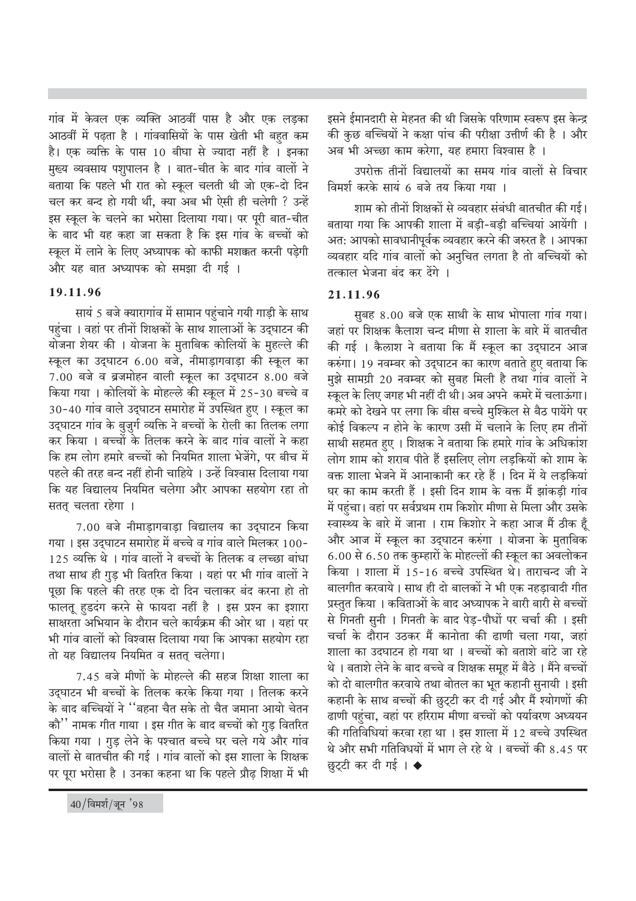गांव में केवल एक व्यक्ति आठवीं पास है और एक लड़का आठवीं में पढ़ता है । गांववासियों के पास खेती भी बहुत कम है। एक व्यक्ति के पास 10 बीघा से ज्यादा नहीं है । इनका मुख्य व्यवसाय पशुपालन है । बात-चीत के बाद गांव वालों ने बताया कि पहले भी रात को स्कूल चलती थी जो एक-दो दिन चल कर बन्द हो गयी थी, क्या अब भी ऐसी ही चलेगी ? उन्हें इस स्कूल के चलने का भरोसा दिलाया गया। पर पूरी बात-चीत के बाद भी यह कहा जा सकता है कि इस गांव के बच्चों को स्कूल में लाने के लिए अध्यापक को काफी मशक्कत करनी पड़ेगी और यह बात अध्यापक को समझा दी गई ।

### 19.11.96

सायं 5 बजे क्यारागांव में सामान पहुंचाने गयी गाड़ी के साथ पहुंचा । वहां पर तीनों शिक्षकों के साथ शालाओं के उद्घाटन की योजना शेयर की । योजना के मुताबिक कोलियों के मुहल्ले की स्कूल का उद्घाटन 6.00 बजे, नीमाड़ागवाड़ा की स्कूल का 7.00 बजे व ब्रजमोहन वाली स्कूल का उद्घाटन 8.00 बजे किया गया । कोलियों के मोहल्ले की स्कूल में 25-30 बच्चे व 30-40 गांव वाले उद्घाटन समारोह में उपस्थित हुए । स्कूल का उद्घाटन गांव के बुजुर्ग व्यक्ति ने बच्चों के रोली का तिलक लगा कर किया । बच्चों के तिलक करने के बाद गांव वालों ने कहा कि हम लोग हमारे बच्चों को नियमित शाला भेजेंगे, पर बीच में पहले की तरह बन्द नहीं होनी चाहिये । उन्हें विश्वास दिलाया गया कि यह विद्यालय नियमित चलेगा और आपका सहयोग रहा तो सतत् चलता रहेगा ।

7.00 बजे नीमाड़ागवाड़ा विद्यालय का उद्घाटन किया गया । इस उद्घाटन समारोह में बच्चे व गांव वाले मिलकर 100-125 व्यक्ति थे । गांव वालों ने बच्चों के तिलक व लच्छा बांधा तथा साथ ही गुड़ भी वितरित किया । यहां पर भी गांव वालों ने पूछा कि पहले की तरह एक दो दिन चलाकर बंद करना हो तो फालतू हुडदंग करने से फायदा नहीं है । इस प्रश्न का इशारा साक्षरता अभियान के दौरान चले कार्यक्रम की ओर था । यहां पर भी गांव वालों को विश्वास दिलाया गया कि आपका सहयोग रहा तो यह विद्यालय नियमित व सतत् चलेगा।

7.45 बजे मीणों के मोहल्ले की सहज शिक्षा शाला का उद्घाटन भी बच्चों के तिलक करके किया गया । तिलक करने के बाद बच्चियों ने ''बहना चैत सके तो चैत जमाना आयो चेतन कौ'' नामक गीत गाया । इस गीत के बाद बच्चों को गुड़ वितरित किया गया । गुड़ लेने के पश्चात बच्चे घर चले गये और गांव वालों से बातचीत की गई । गांव वालों को इस शाला के शिक्षक पर पूरा भरोसा है । उनका कहना था कि पहले प्रौढ़ शिक्षा में भी इसने ईमानदारी से मेहनत की थी जिसके परिणाम स्वरूप इस केन्द्र की कुछ बच्चियों ने कक्षा पांच की परीक्षा उत्तीर्ण की है । और अब भी अच्छा काम करेगा, यह हमारा विश्वास है ।

उपरोक्त तीनों विद्यालयों का समय गांव वालों से विचार विमर्श करके सायं 6 बजे तय किया गया ।

शाम को तीनों शिक्षकों से व्यवहार संबंधी बातचीत की गई। बताया गया कि आपकी शाला में बड़ी-बड़ी बच्चियां आयेंगी । अत: आपको सावधानीपूर्वक व्यवहार करने की जरुरत है । आपका व्यवहार यदि गांव वालों को अनुचित लगता है तो बच्चियों को तत्काल भेजना बंद कर देंगे ।

### 21.11.96

सुबह 8.00 बजे एक साथी के साथ भोपाला गांव गया। जहां पर शिक्षक कैलाश चन्द मीणा से शाला के बारे में बातचीत की गई । कैलाश ने बताया कि मैं स्कूल का उद्घाटन आज करुंगा। 19 नवम्बर को उद्घाटन का कारण बताते हुए बताया कि मुझे सामग्री 20 नवम्बर को सुबह मिली है तथा गांव वालों ने स्कूल के लिए जगह भी नहीं दी थी। अब अपने कमरे में चलाऊंगा। कमरे को देखने पर लगा कि बीस बच्चे मुश्किल से बैठ पायेंगे पर कोई विकल्प न होने के कारण उसी में चलाने के लिए हम तीनों साथी सहमत हुए । शिक्षक ने बताया कि हमारे गांव के अधिकांश लोग शाम को शराब पीते हैं इसलिए लोग लड़कियों को शाम के वक्त शाला भेजने में आनाकानी कर रहे हैं । दिन में ये लड़कियां घर का काम करती हैं । इसी दिन शाम के वक्त मैं झांकड़ी गांव में पहुंचा। वहां पर सर्वप्रथम राम किशोर मीणा से मिला और उसके स्वास्थ्य के बारे में जाना । राम किशोर ने कहा आज मैं ठीक हूँ और आज में स्कूल का उद्घाटन करुंगा । योजना के मुताबिक 6.00 से 6.50 तक कुम्हारों के मोहल्लों की स्कूल का अवलोकन किया । शाला में 15-16 बच्चे उपस्थित थे। ताराचन्द जी ने बालगीत करवाये । साथ ही दो बालकों ने भी एक नहड़ावादी गीत प्रस्तुत किया । कविताओं के बाद अध्यापक ने बारी बारी से बच्चों से गिनती सुनी । गिनती के बाद पेड़-पौधों पर चर्चा की । इसी चर्चा के दौरान उठकर मैं कानोता की ढाणी चला गया, जहां शाला का उद्घाटन हो गया था । बच्चों को बताशे बांटे जा रहे थे । बताशे लेने के बाद बच्चे व शिक्षक समूह में बैठे । मैंने बच्चों को दो बालगीत करवाये तथा बोतल का भूत कहानी सुनायी । इसी कहानी के साथ बच्चों की छुट्टी कर दी गई और मैं श्योगणों की ढाणी पहुंचा, वहां पर हरिराम मीणा बच्चों को पर्यावरण अध्ययन की गतिविधियां करवा रहा था । इस शाला में 12 बच्चे उपस्थित थे और सभी गतिविधयों में भाग ले रहे थे । बच्चों की 8.45 पर छुट्टी कर दी गई । ◆